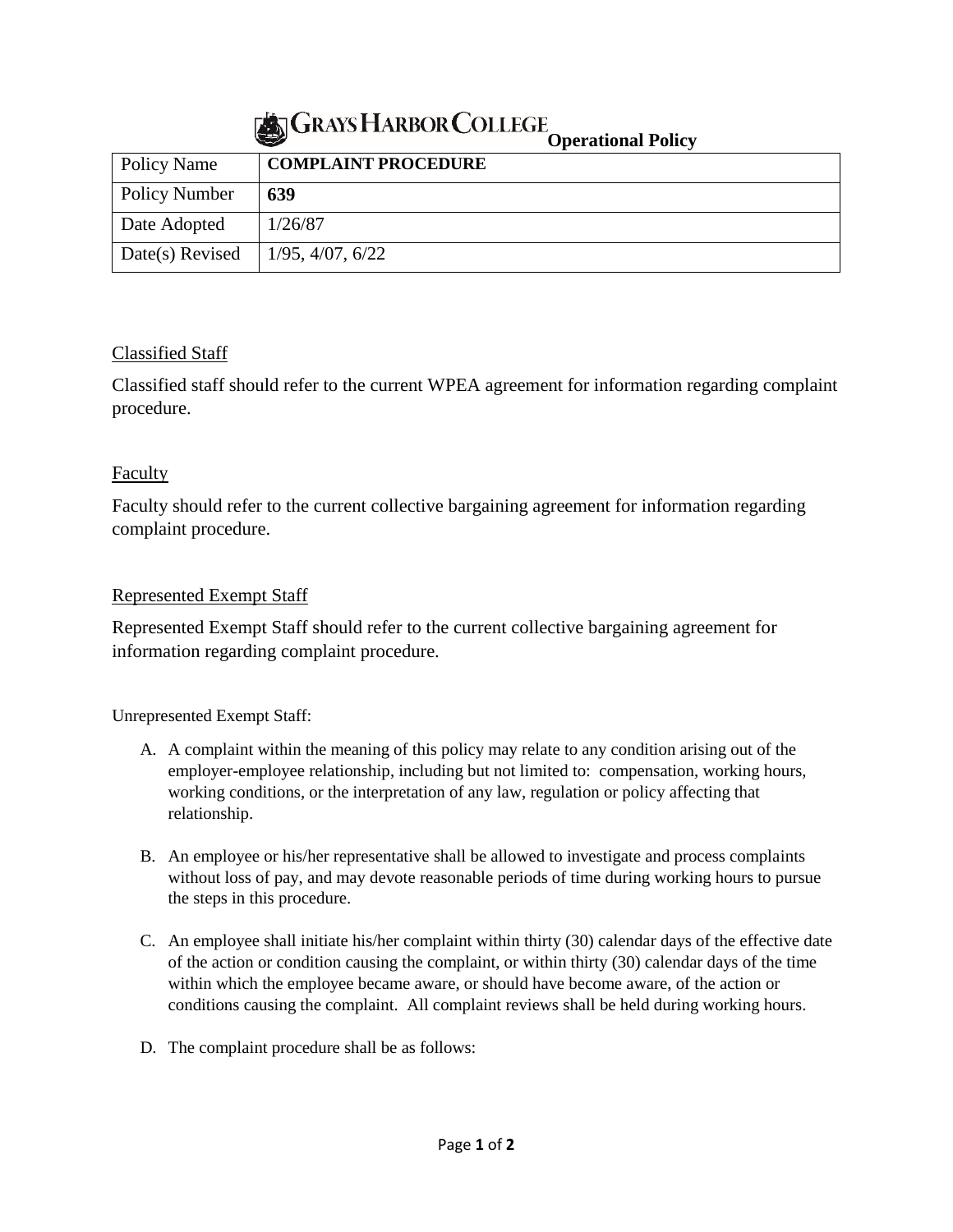# Grays Harbor College

**Operational Policy**

| Policy Name | **COMPLAINT PROCEDURE** |
|---|---|
| Policy Number | **639** |
| Date Adopted | 1/26/87 |
| Date(s) Revised | 1/95, 4/07, 6/22 |

## Classified Staff

Classified staff should refer to the current WPEA agreement for information regarding complaint procedure.

## Faculty

Faculty should refer to the current collective bargaining agreement for information regarding complaint procedure.

## Represented Exempt Staff

Represented Exempt Staff should refer to the current collective bargaining agreement for information regarding complaint procedure.

Unrepresented Exempt Staff:

A. A complaint within the meaning of this policy may relate to any condition arising out of the employer-employee relationship, including but not limited to: compensation, working hours, working conditions, or the interpretation of any law, regulation or policy affecting that relationship.

B. An employee or his/her representative shall be allowed to investigate and process complaints without loss of pay, and may devote reasonable periods of time during working hours to pursue the steps in this procedure.

C. An employee shall initiate his/her complaint within thirty (30) calendar days of the effective date of the action or condition causing the complaint, or within thirty (30) calendar days of the time within which the employee became aware, or should have become aware, of the action or conditions causing the complaint. All complaint reviews shall be held during working hours.

D. The complaint procedure shall be as follows: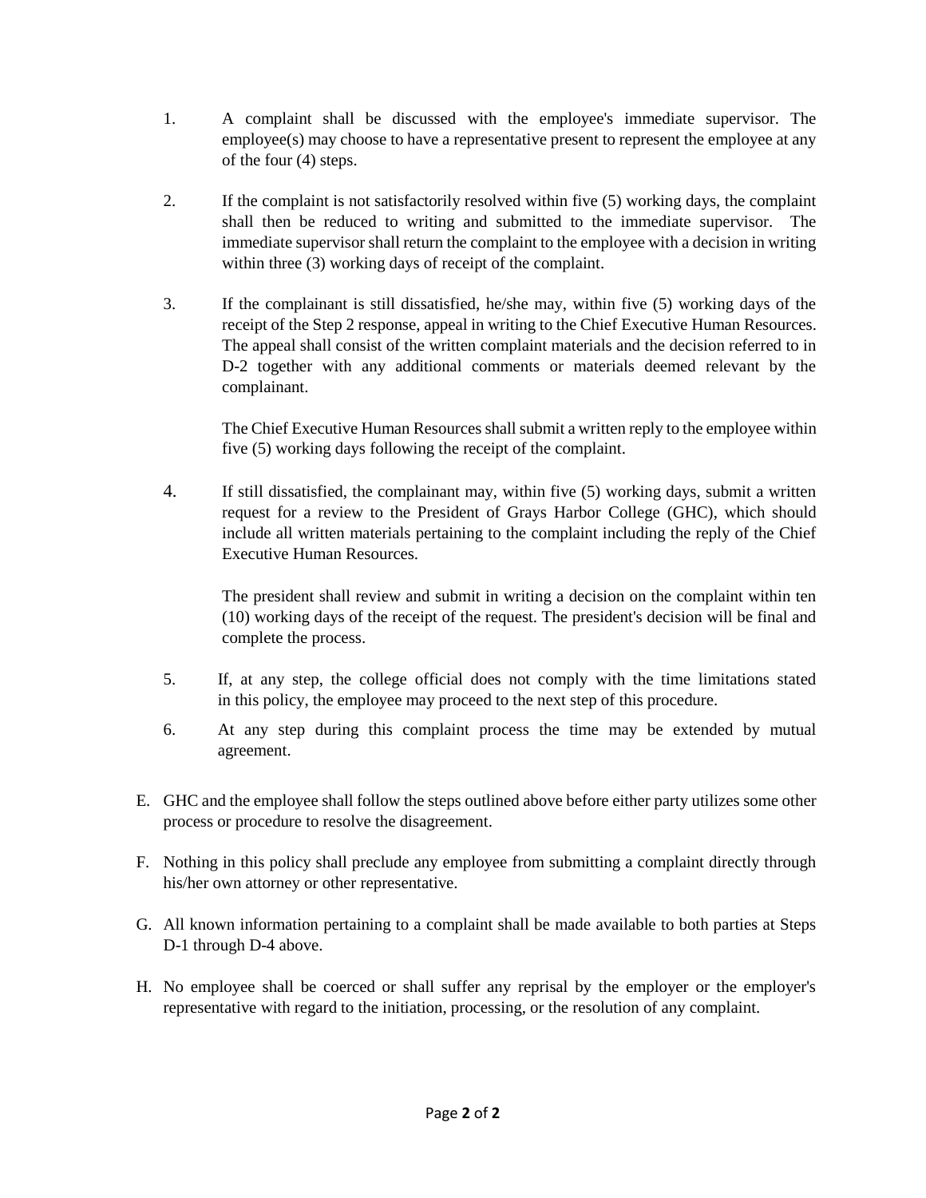1. A complaint shall be discussed with the employee's immediate supervisor. The employee(s) may choose to have a representative present to represent the employee at any of the four (4) steps.

2. If the complaint is not satisfactorily resolved within five (5) working days, the complaint shall then be reduced to writing and submitted to the immediate supervisor. The immediate supervisor shall return the complaint to the employee with a decision in writing within three (3) working days of receipt of the complaint.

3. If the complainant is still dissatisfied, he/she may, within five (5) working days of the receipt of the Step 2 response, appeal in writing to the Chief Executive Human Resources. The appeal shall consist of the written complaint materials and the decision referred to in D-2 together with any additional comments or materials deemed relevant by the complainant.

   The Chief Executive Human Resources shall submit a written reply to the employee within five (5) working days following the receipt of the complaint.

4. If still dissatisfied, the complainant may, within five (5) working days, submit a written request for a review to the President of Grays Harbor College (GHC), which should include all written materials pertaining to the complaint including the reply of the Chief Executive Human Resources.

   The president shall review and submit in writing a decision on the complaint within ten (10) working days of the receipt of the request. The president's decision will be final and complete the process.

5. If, at any step, the college official does not comply with the time limitations stated in this policy, the employee may proceed to the next step of this procedure.

6. At any step during this complaint process the time may be extended by mutual agreement.

E. GHC and the employee shall follow the steps outlined above before either party utilizes some other process or procedure to resolve the disagreement.

F. Nothing in this policy shall preclude any employee from submitting a complaint directly through his/her own attorney or other representative.

G. All known information pertaining to a complaint shall be made available to both parties at Steps D-1 through D-4 above.

H. No employee shall be coerced or shall suffer any reprisal by the employer or the employer's representative with regard to the initiation, processing, or the resolution of any complaint.